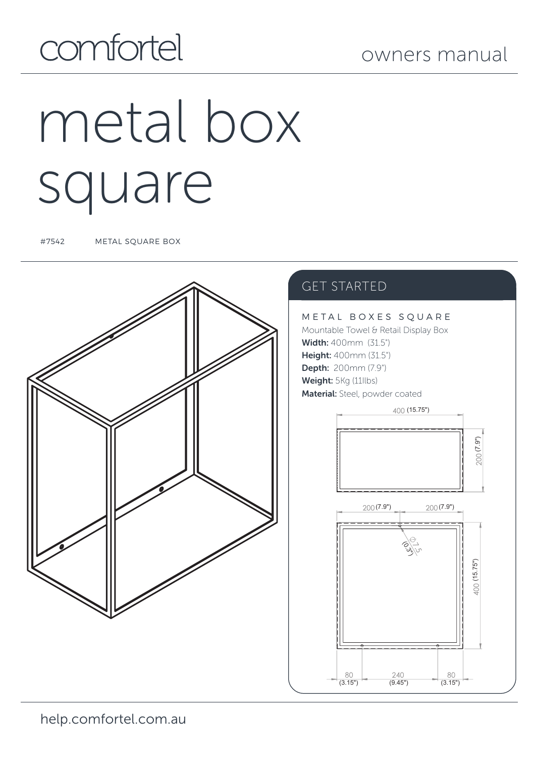comfortel

owners manual

# metal box square

#7542 METAL SQUARE BOX

## GET STARTED

### METAL BOXES SQUARE

Mountable Towel & Retail Display Box

**Width:** 400mm (31.5")

**Height:** 400mm (31.5")

**Depth:** 200mm (7.9")

**Weight:** 5Kg (11llbs)

**Material:** Steel, powder coated

400 (15.75")

200 (7.9")

200 (7.9") 200 (7.9")

Ø7.5 (0.3")

400 (15.75")

80 (3.15") 240 (9.45") 80 (3.15")

help.comfortel.com.au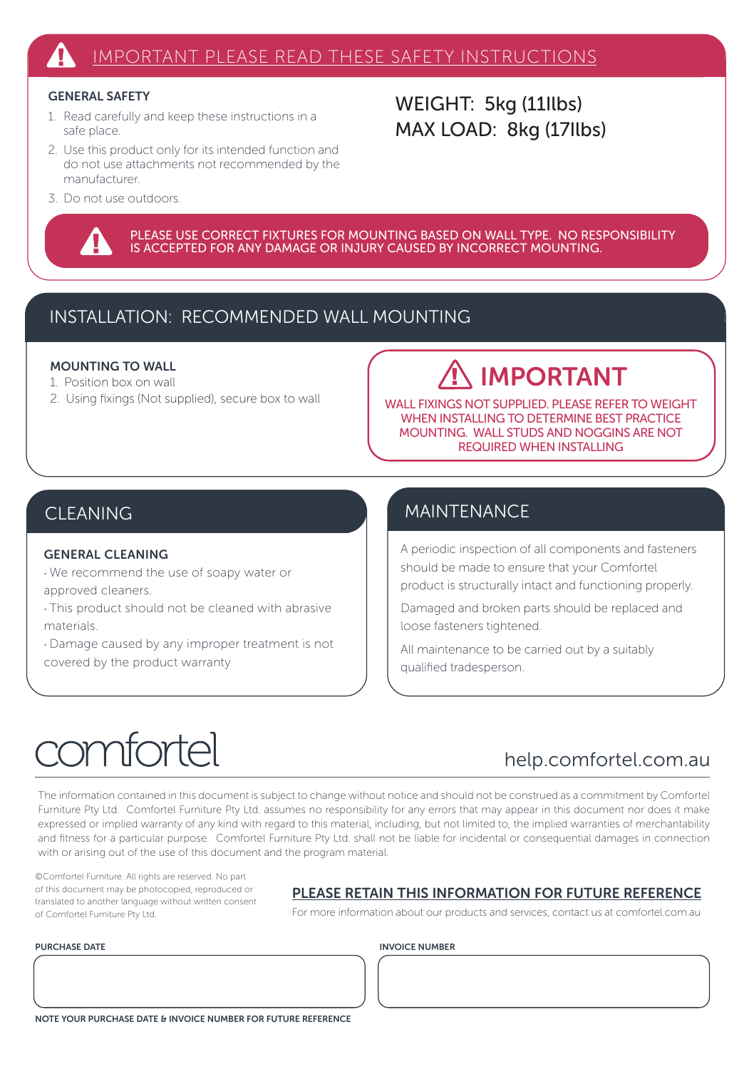# IMPORTANT PLEASE READ THESE SAFETY INSTRUCTIONS

### GENERAL SAFETY

1. Read carefully and keep these instructions in a safe place.
2. Use this product only for its intended function and do not use attachments not recommended by the manufacturer.
3. Do not use outdoors.

WEIGHT: 5kg (11lbs)
MAX LOAD: 8kg (17lbs)

PLEASE USE CORRECT FIXTURES FOR MOUNTING BASED ON WALL TYPE. NO RESPONSIBILITY IS ACCEPTED FOR ANY DAMAGE OR INJURY CAUSED BY INCORRECT MOUNTING.

## INSTALLATION: RECOMMENDED WALL MOUNTING

### MOUNTING TO WALL

1. Position box on wall
2. Using fixings (Not supplied), secure box to wall

### IMPORTANT

WALL FIXINGS NOT SUPPLIED. PLEASE REFER TO WEIGHT WHEN INSTALLING TO DETERMINE BEST PRACTICE MOUNTING. WALL STUDS AND NOGGINS ARE NOT REQUIRED WHEN INSTALLING

## CLEANING

### GENERAL CLEANING

- We recommend the use of soapy water or approved cleaners.
- This product should not be cleaned with abrasive materials.
- Damage caused by any improper treatment is not covered by the product warranty

## MAINTENANCE

A periodic inspection of all components and fasteners should be made to ensure that your Comfortel product is structurally intact and functioning properly.

Damaged and broken parts should be replaced and loose fasteners tightened.

All maintenance to be carried out by a suitably qualified tradesperson.

comfortel

help.comfortel.com.au

The information contained in this document is subject to change without notice and should not be construed as a commitment by Comfortel Furniture Pty Ltd. Comfortel Furniture Pty Ltd. assumes no responsibility for any errors that may appear in this document nor does it make expressed or implied warranty of any kind with regard to this material, including, but not limited to, the implied warranties of merchantability and fitness for a particular purpose. Comfortel Furniture Pty Ltd. shall not be liable for incidental or consequential damages in connection with or arising out of the use of this document and the program material.

©Comfortel Furniture. All rights are reserved. No part of this document may be photocopied, reproduced or translated to another language without written consent of Comfortel Furniture Pty Ltd.

**PLEASE RETAIN THIS INFORMATION FOR FUTURE REFERENCE**

For more information about our products and services, contact us at comfortel.com.au

| PURCHASE DATE | INVOICE NUMBER |
|---|---|
| | |

NOTE YOUR PURCHASE DATE & INVOICE NUMBER FOR FUTURE REFERENCE